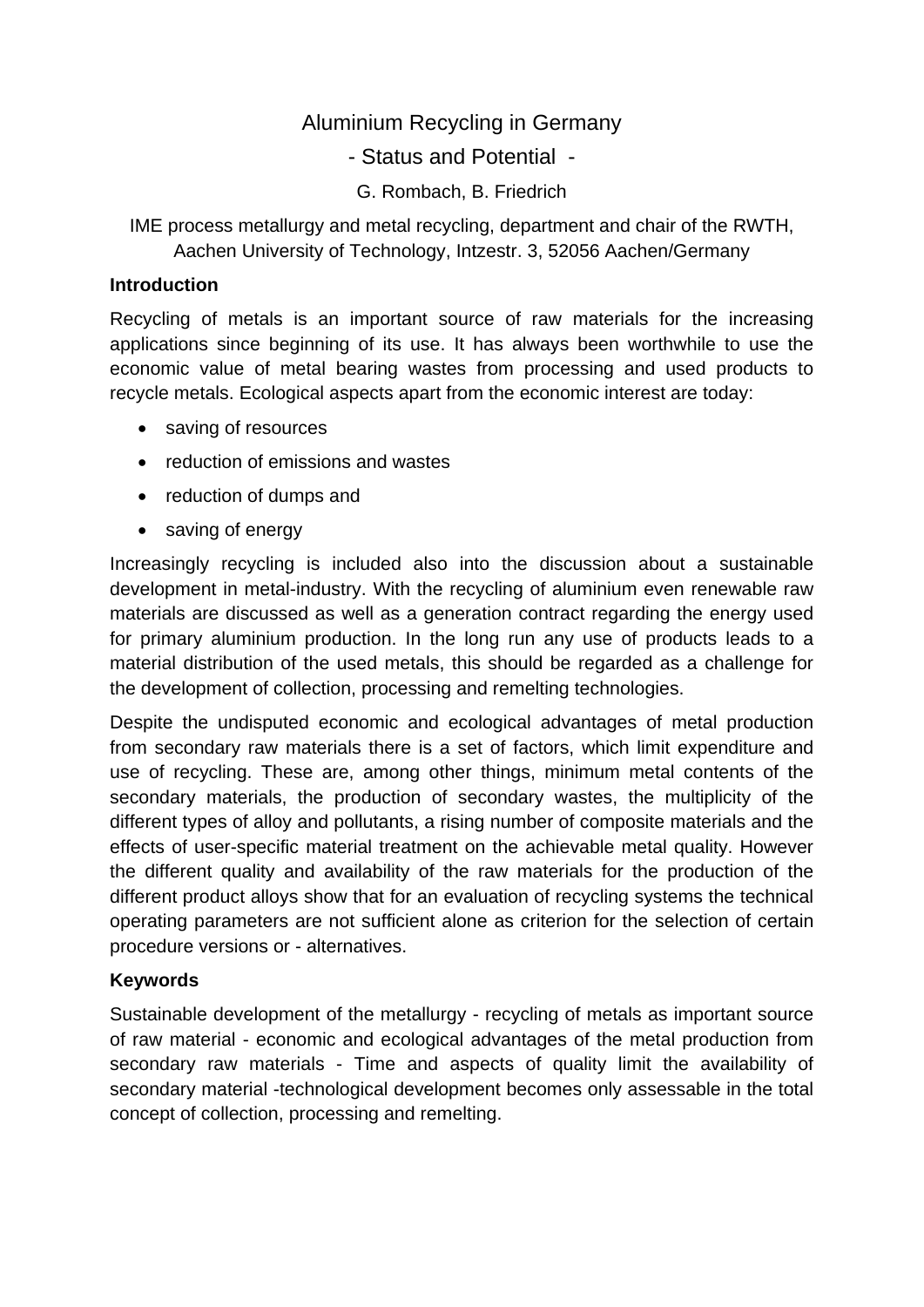# Aluminium Recycling in Germany

## - Status and Potential -

G. Rombach, B. Friedrich

IME process metallurgy and metal recycling, department and chair of the RWTH, Aachen University of Technology, Intzestr. 3, 52056 Aachen/Germany

### Introduction

Recycling of metals is an important source of raw materials for the increasing applications since beginning of its use. It has always been worthwhile to use the economic value of metal bearing wastes from processing and used products to recycle metals. Ecological aspects apart from the economic interest are today:

- saving of resources
- reduction of emissions and wastes
- reduction of dumps and
- saving of energy

Increasingly recycling is included also into the discussion about a sustainable development in metal-industry. With the recycling of aluminium even renewable raw materials are discussed as well as a generation contract regarding the energy used for primary aluminium production. In the long run any use of products leads to a material distribution of the used metals, this should be regarded as a challenge for the development of collection, processing and remelting technologies.

Despite the undisputed economic and ecological advantages of metal production from secondary raw materials there is a set of factors, which limit expenditure and use of recycling. These are, among other things, minimum metal contents of the secondary materials, the production of secondary wastes, the multiplicity of the different types of alloy and pollutants, a rising number of composite materials and the effects of user-specific material treatment on the achievable metal quality. However the different quality and availability of the raw materials for the production of the different product alloys show that for an evaluation of recycling systems the technical operating parameters are not sufficient alone as criterion for the selection of certain procedure versions or - alternatives.

### Keywords

Sustainable development of the metallurgy - recycling of metals as important source of raw material - economic and ecological advantages of the metal production from secondary raw materials - Time and aspects of quality limit the availability of secondary material -technological development becomes only assessable in the total concept of collection, processing and remelting.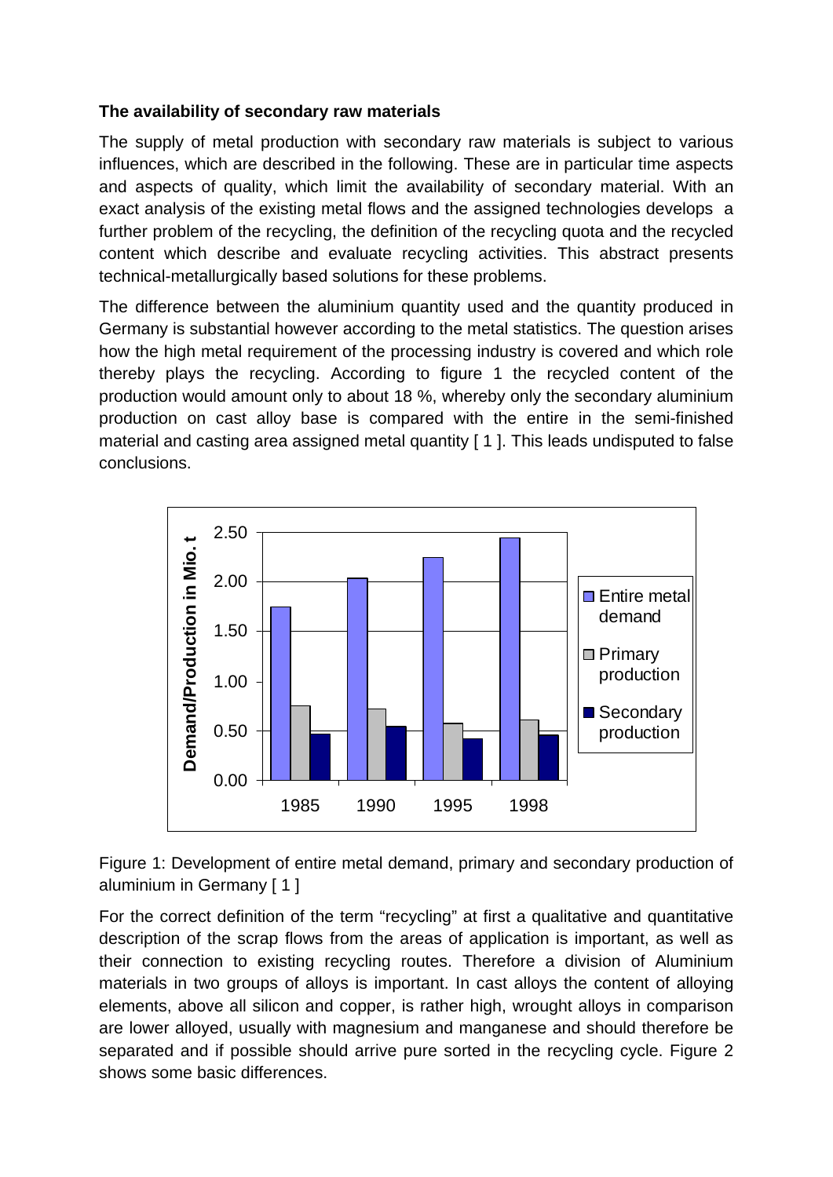**The availability of secondary raw materials**

The supply of metal production with secondary raw materials is subject to various influences, which are described in the following. These are in particular time aspects and aspects of quality, which limit the availability of secondary material. With an exact analysis of the existing metal flows and the assigned technologies develops a further problem of the recycling, the definition of the recycling quota and the recycled content which describe and evaluate recycling activities. This abstract presents technical-metallurgically based solutions for these problems.

The difference between the aluminium quantity used and the quantity produced in Germany is substantial however according to the metal statistics. The question arises how the high metal requirement of the processing industry is covered and which role thereby plays the recycling. According to figure 1 the recycled content of the production would amount only to about 18 %, whereby only the secondary aluminium production on cast alloy base is compared with the entire in the semi-finished material and casting area assigned metal quantity [ 1 ]. This leads undisputed to false conclusions.

Figure 1: Development of entire metal demand, primary and secondary production of aluminium in Germany [ 1 ]

For the correct definition of the term "recycling" at first a qualitative and quantitative description of the scrap flows from the areas of application is important, as well as their connection to existing recycling routes. Therefore a division of Aluminium materials in two groups of alloys is important. In cast alloys the content of alloying elements, above all silicon and copper, is rather high, wrought alloys in comparison are lower alloyed, usually with magnesium and manganese and should therefore be separated and if possible should arrive pure sorted in the recycling cycle. Figure 2 shows some basic differences.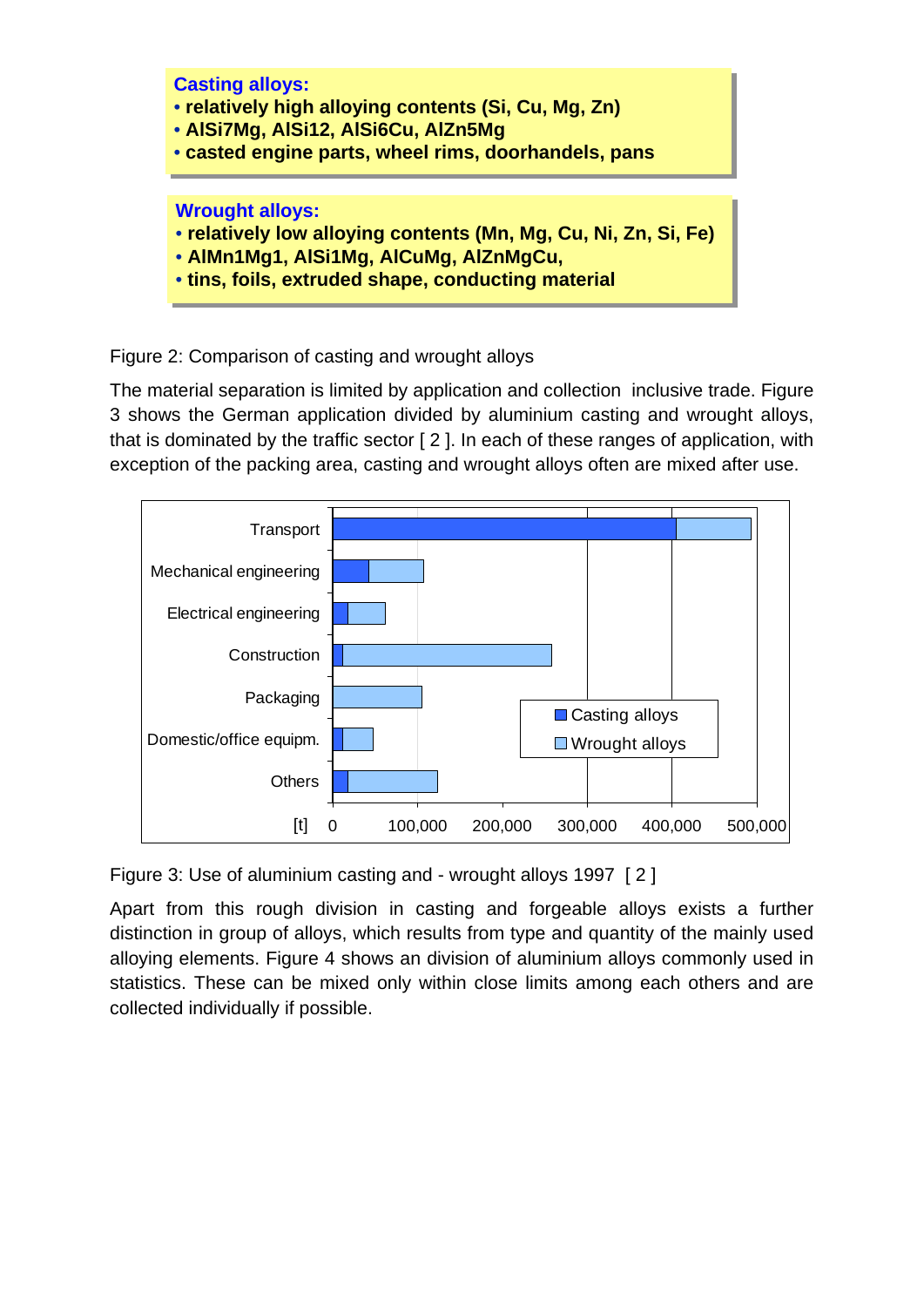**Casting alloys:**
- **relatively high alloying contents (Si, Cu, Mg, Zn)**
- **AlSi7Mg, AlSi12, AlSi6Cu, AlZn5Mg**
- **casted engine parts, wheel rims, doorhandels, pans**

**Wrought alloys:**
- **relatively low alloying contents (Mn, Mg, Cu, Ni, Zn, Si, Fe)**
- **AlMn1Mg1, AlSi1Mg, AlCuMg, AlZnMgCu,**
- **tins, foils, extruded shape, conducting material**

Figure 2: Comparison of casting and wrought alloys

The material separation is limited by application and collection inclusive trade. Figure 3 shows the German application divided by aluminium casting and wrought alloys, that is dominated by the traffic sector [ 2 ]. In each of these ranges of application, with exception of the packing area, casting and wrought alloys often are mixed after use.

Figure 3: Use of aluminium casting and - wrought alloys 1997 [ 2 ]

Apart from this rough division in casting and forgeable alloys exists a further distinction in group of alloys, which results from type and quantity of the mainly used alloying elements. Figure 4 shows an division of aluminium alloys commonly used in statistics. These can be mixed only within close limits among each others and are collected individually if possible.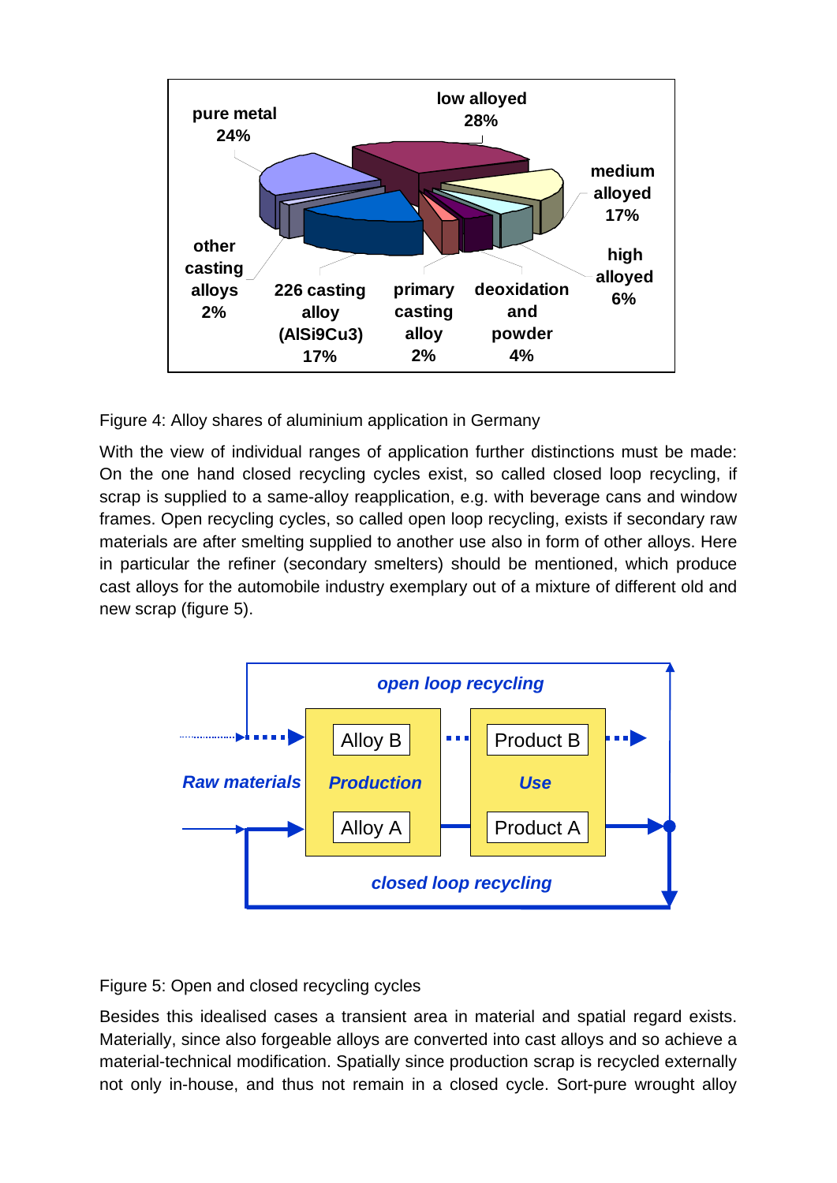Figure 4: Alloy shares of aluminium application in Germany

With the view of individual ranges of application further distinctions must be made: On the one hand closed recycling cycles exist, so called closed loop recycling, if scrap is supplied to a same-alloy reapplication, e.g. with beverage cans and window frames. Open recycling cycles, so called open loop recycling, exists if secondary raw materials are after smelting supplied to another use also in form of other alloys. Here in particular the refiner (secondary smelters) should be mentioned, which produce cast alloys for the automobile industry exemplary out of a mixture of different old and new scrap (figure 5).

Figure 5: Open and closed recycling cycles

Besides this idealised cases a transient area in material and spatial regard exists. Materially, since also forgeable alloys are converted into cast alloys and so achieve a material-technical modification. Spatially since production scrap is recycled externally not only in-house, and thus not remain in a closed cycle. Sort-pure wrought alloy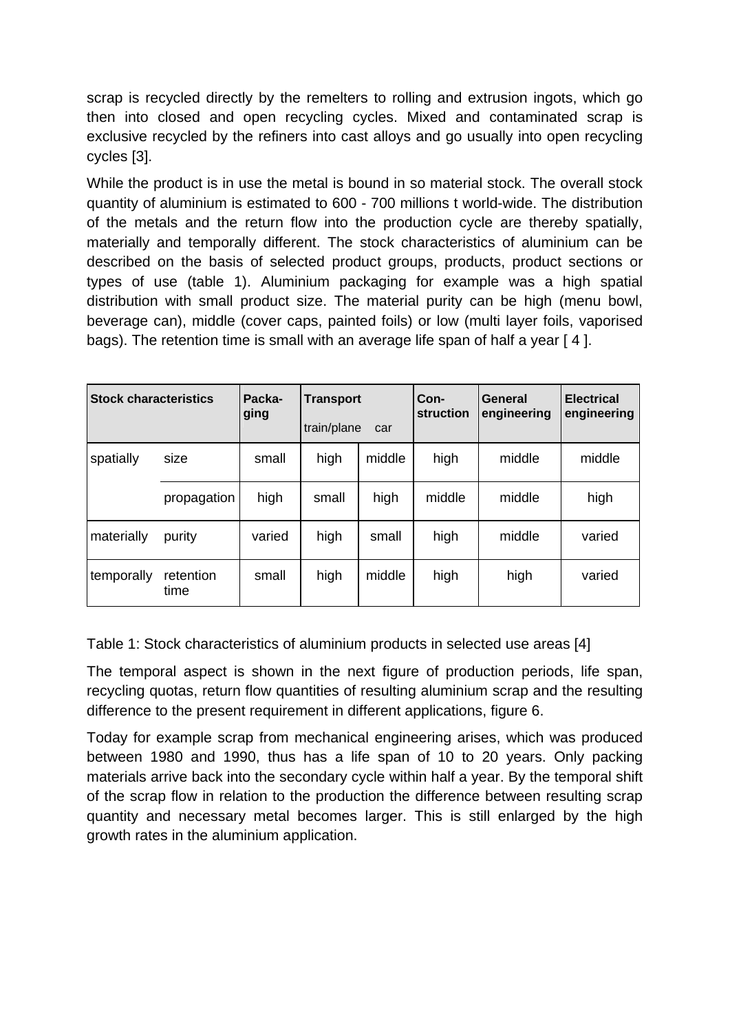scrap is recycled directly by the remelters to rolling and extrusion ingots, which go then into closed and open recycling cycles. Mixed and contaminated scrap is exclusive recycled by the refiners into cast alloys and go usually into open recycling cycles [3].

While the product is in use the metal is bound in so material stock. The overall stock quantity of aluminium is estimated to 600 - 700 millions t world-wide. The distribution of the metals and the return flow into the production cycle are thereby spatially, materially and temporally different. The stock characteristics of aluminium can be described on the basis of selected product groups, products, product sections or types of use (table 1). Aluminium packaging for example was a high spatial distribution with small product size. The material purity can be high (menu bowl, beverage can), middle (cover caps, painted foils) or low (multi layer foils, vaporised bags). The retention time is small with an average life span of half a year [ 4 ].

| **Stock characteristics** | | **Packa-ging** | **Transport** | | **Con-struction** | **General engineering** | **Electrical engineering** |
|---|---|---|---|---|---|---|---|
| | | | train/plane | car | | | |
| spatially | size | small | high | middle | high | middle | middle |
| | propagation | high | small | high | middle | middle | high |
| materially | purity | varied | high | small | high | middle | varied |
| temporally | retention time | small | high | middle | high | high | varied |

Table 1: Stock characteristics of aluminium products in selected use areas [4]

The temporal aspect is shown in the next figure of production periods, life span, recycling quotas, return flow quantities of resulting aluminium scrap and the resulting difference to the present requirement in different applications, figure 6.

Today for example scrap from mechanical engineering arises, which was produced between 1980 and 1990, thus has a life span of 10 to 20 years. Only packing materials arrive back into the secondary cycle within half a year. By the temporal shift of the scrap flow in relation to the production the difference between resulting scrap quantity and necessary metal becomes larger. This is still enlarged by the high growth rates in the aluminium application.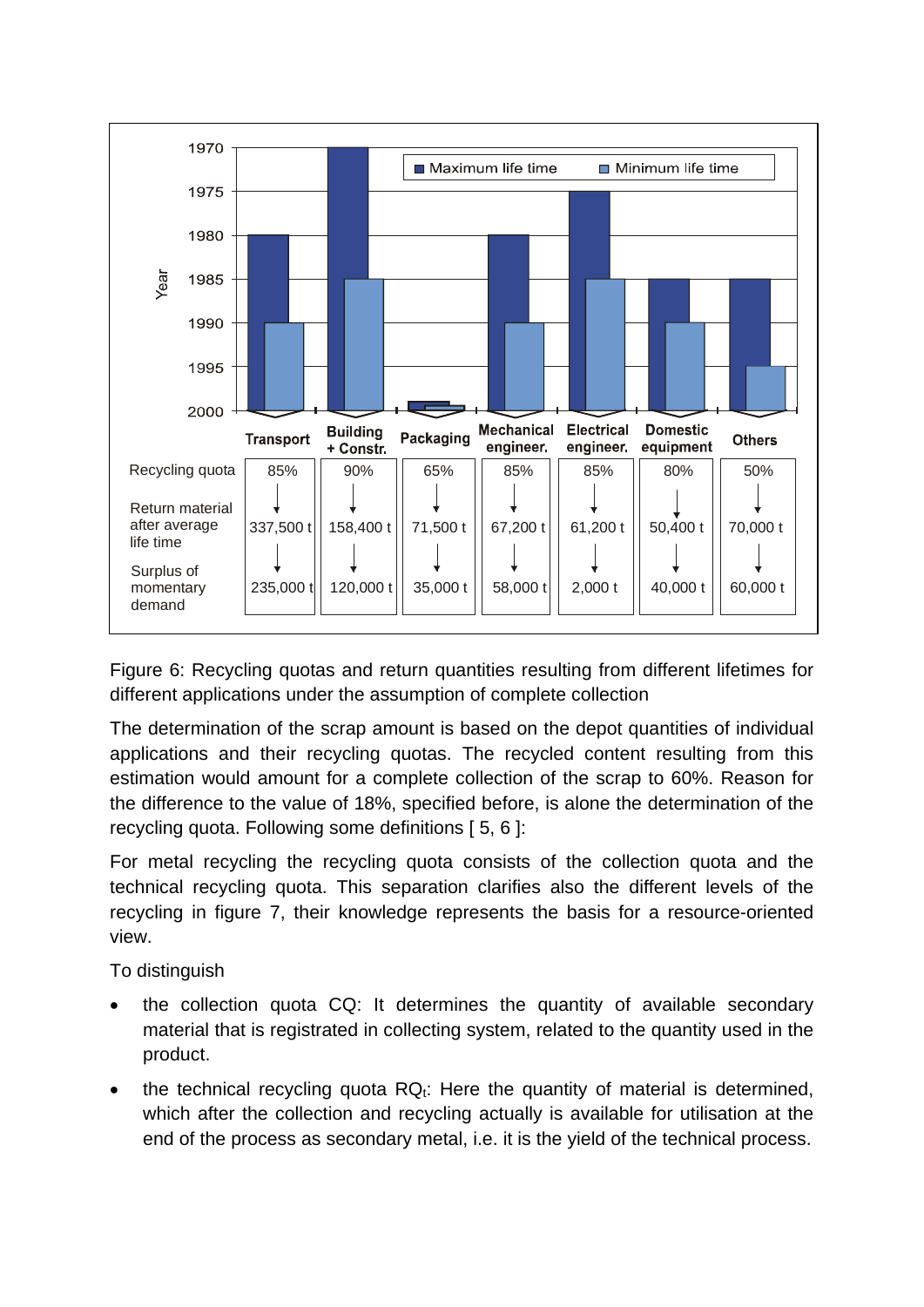| | Transport | Building + Constr. | Packaging | Mechanical engineer. | Electrical engineer. | Domestic equipment | Others |
|---|---|---|---|---|---|---|---|
| Recycling quota | 85% | 90% | 65% | 85% | 85% | 80% | 50% |
| Return material after average life time | 337,500 t | 158,400 t | 71,500 t | 67,200 t | 61,200 t | 50,400 t | 70,000 t |
| Surplus of momentary demand | 235,000 t | 120,000 t | 35,000 t | 58,000 t | 2,000 t | 40,000 t | 60,000 t |

Figure 6: Recycling quotas and return quantities resulting from different lifetimes for different applications under the assumption of complete collection

The determination of the scrap amount is based on the depot quantities of individual applications and their recycling quotas. The recycled content resulting from this estimation would amount for a complete collection of the scrap to 60%. Reason for the difference to the value of 18%, specified before, is alone the determination of the recycling quota. Following some definitions [ 5, 6 ]:

For metal recycling the recycling quota consists of the collection quota and the technical recycling quota. This separation clarifies also the different levels of the recycling in figure 7, their knowledge represents the basis for a resource-oriented view.

To distinguish

- the collection quota CQ: It determines the quantity of available secondary material that is registrated in collecting system, related to the quantity used in the product.
- the technical recycling quota $RQ_t$: Here the quantity of material is determined, which after the collection and recycling actually is available for utilisation at the end of the process as secondary metal, i.e. it is the yield of the technical process.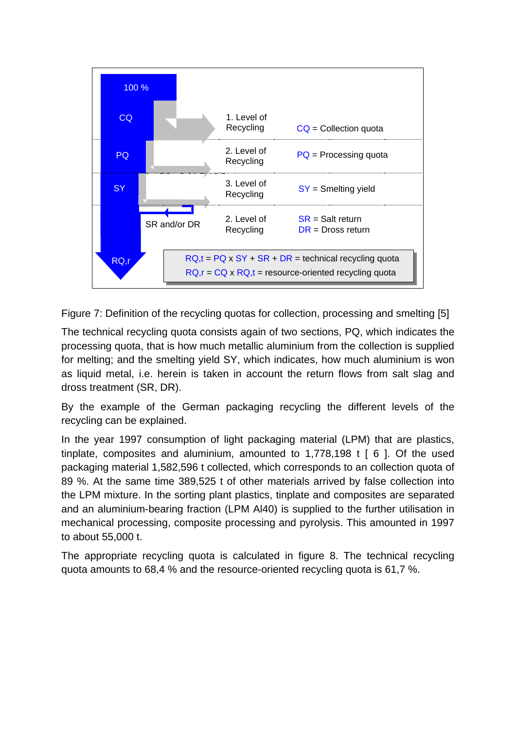Figure 7: Definition of the recycling quotas for collection, processing and smelting [5]

The technical recycling quota consists again of two sections, PQ, which indicates the processing quota, that is how much metallic aluminium from the collection is supplied for melting; and the smelting yield SY, which indicates, how much aluminium is won as liquid metal, i.e. herein is taken in account the return flows from salt slag and dross treatment (SR, DR).

By the example of the German packaging recycling the different levels of the recycling can be explained.

In the year 1997 consumption of light packaging material (LPM) that are plastics, tinplate, composites and aluminium, amounted to 1,778,198 t [ 6 ]. Of the used packaging material 1,582,596 t collected, which corresponds to an collection quota of 89 %. At the same time 389,525 t of other materials arrived by false collection into the LPM mixture. In the sorting plant plastics, tinplate and composites are separated and an aluminium-bearing fraction (LPM Al40) is supplied to the further utilisation in mechanical processing, composite processing and pyrolysis. This amounted in 1997 to about 55,000 t.

The appropriate recycling quota is calculated in figure 8. The technical recycling quota amounts to 68,4 % and the resource-oriented recycling quota is 61,7 %.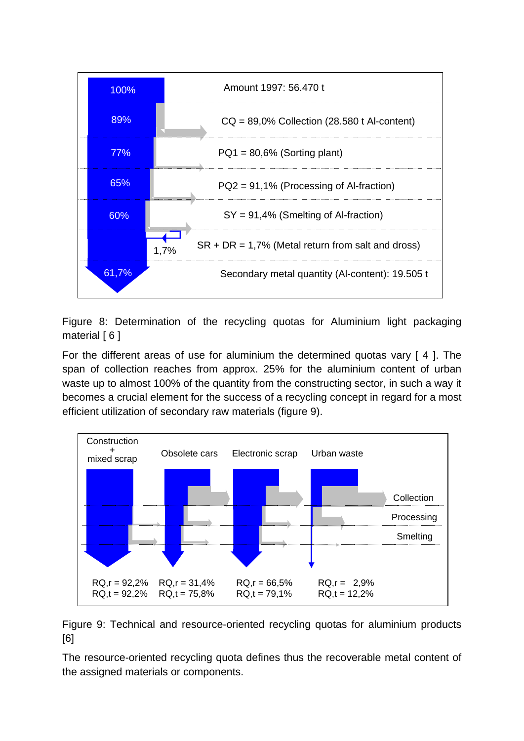| | |
|---|---|
| 100% | Amount 1997: 56.470 t |
| 89% | CQ = 89,0% Collection (28.580 t Al-content) |
| 77% | PQ1 = 80,6% (Sorting plant) |
| 65% | PQ2 = 91,1% (Processing of Al-fraction) |
| 60% | SY = 91,4% (Smelting of Al-fraction) |
| 1,7% | SR + DR = 1,7% (Metal return from salt and dross) |
| 61,7% | Secondary metal quantity (Al-content): 19.505 t |

Figure 8: Determination of the recycling quotas for Aluminium light packaging material [ 6 ]

For the different areas of use for aluminium the determined quotas vary [ 4 ]. The span of collection reaches from approx. 25% for the aluminium content of urban waste up to almost 100% of the quantity from the constructing sector, in such a way it becomes a crucial element for the success of a recycling concept in regard for a most efficient utilization of secondary raw materials (figure 9).

| | Construction + mixed scrap | Obsolete cars | Electronic scrap | Urban waste |
|---|---|---|---|---|
| $RQ_{,r}$ | 92,2% | 31,4% | 66,5% | 2,9% |
| $RQ_{,t}$ | 92,2% | 75,8% | 79,1% | 12,2% |

(Stages: Collection, Processing, Smelting)

Figure 9: Technical and resource-oriented recycling quotas for aluminium products [6]

The resource-oriented recycling quota defines thus the recoverable metal content of the assigned materials or components.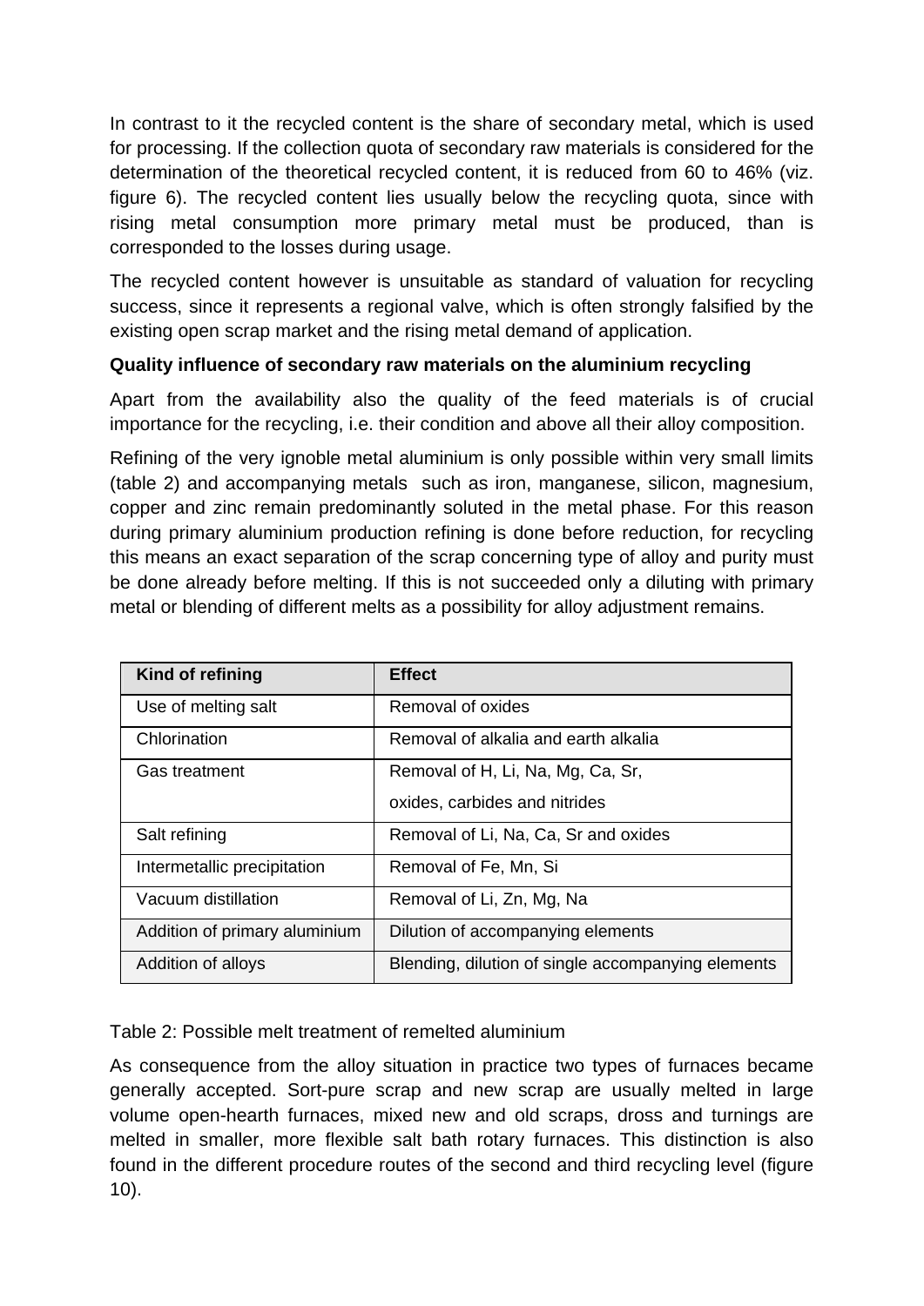In contrast to it the recycled content is the share of secondary metal, which is used for processing. If the collection quota of secondary raw materials is considered for the determination of the theoretical recycled content, it is reduced from 60 to 46% (viz. figure 6). The recycled content lies usually below the recycling quota, since with rising metal consumption more primary metal must be produced, than is corresponded to the losses during usage.

The recycled content however is unsuitable as standard of valuation for recycling success, since it represents a regional valve, which is often strongly falsified by the existing open scrap market and the rising metal demand of application.

**Quality influence of secondary raw materials on the aluminium recycling**

Apart from the availability also the quality of the feed materials is of crucial importance for the recycling, i.e. their condition and above all their alloy composition.

Refining of the very ignoble metal aluminium is only possible within very small limits (table 2) and accompanying metals such as iron, manganese, silicon, magnesium, copper and zinc remain predominantly soluted in the metal phase. For this reason during primary aluminium production refining is done before reduction, for recycling this means an exact separation of the scrap concerning type of alloy and purity must be done already before melting. If this is not succeeded only a diluting with primary metal or blending of different melts as a possibility for alloy adjustment remains.

| Kind of refining | Effect |
|---|---|
| Use of melting salt | Removal of oxides |
| Chlorination | Removal of alkalia and earth alkalia |
| Gas treatment | Removal of H, Li, Na, Mg, Ca, Sr, oxides, carbides and nitrides |
| Salt refining | Removal of Li, Na, Ca, Sr and oxides |
| Intermetallic precipitation | Removal of Fe, Mn, Si |
| Vacuum distillation | Removal of Li, Zn, Mg, Na |
| Addition of primary aluminium | Dilution of accompanying elements |
| Addition of alloys | Blending, dilution of single accompanying elements |

Table 2: Possible melt treatment of remelted aluminium

As consequence from the alloy situation in practice two types of furnaces became generally accepted. Sort-pure scrap and new scrap are usually melted in large volume open-hearth furnaces, mixed new and old scraps, dross and turnings are melted in smaller, more flexible salt bath rotary furnaces. This distinction is also found in the different procedure routes of the second and third recycling level (figure 10).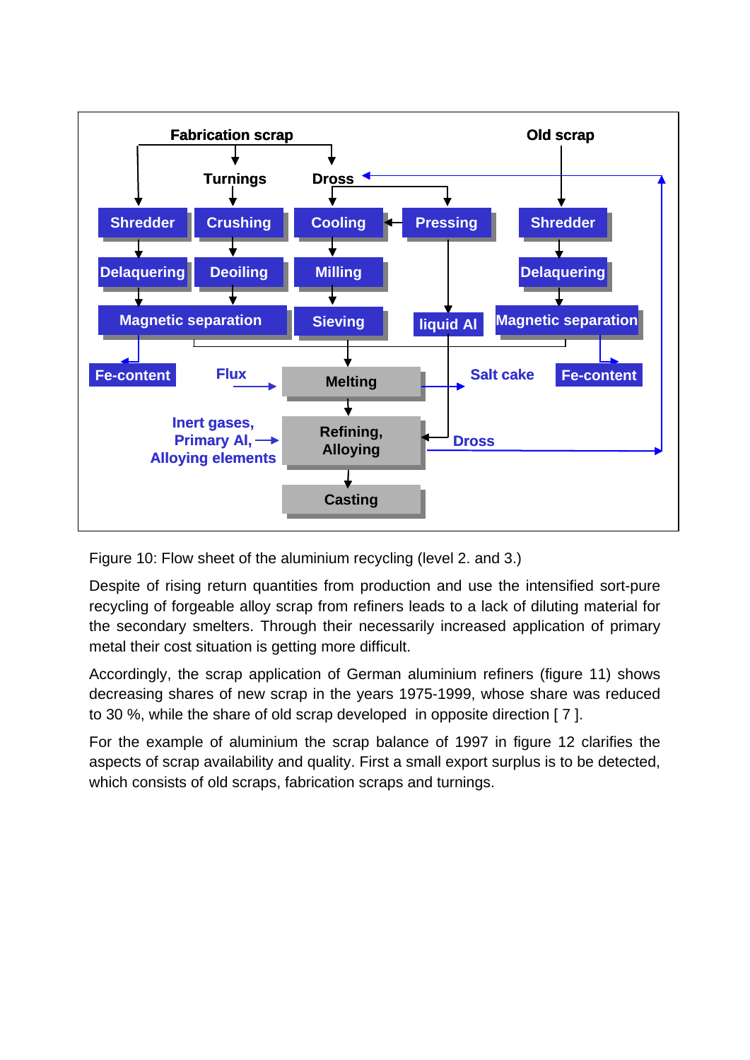Figure 10: Flow sheet of the aluminium recycling (level 2. and 3.)

Despite of rising return quantities from production and use the intensified sort-pure recycling of forgeable alloy scrap from refiners leads to a lack of diluting material for the secondary smelters. Through their necessarily increased application of primary metal their cost situation is getting more difficult.

Accordingly, the scrap application of German aluminium refiners (figure 11) shows decreasing shares of new scrap in the years 1975-1999, whose share was reduced to 30 %, while the share of old scrap developed in opposite direction [ 7 ].

For the example of aluminium the scrap balance of 1997 in figure 12 clarifies the aspects of scrap availability and quality. First a small export surplus is to be detected, which consists of old scraps, fabrication scraps and turnings.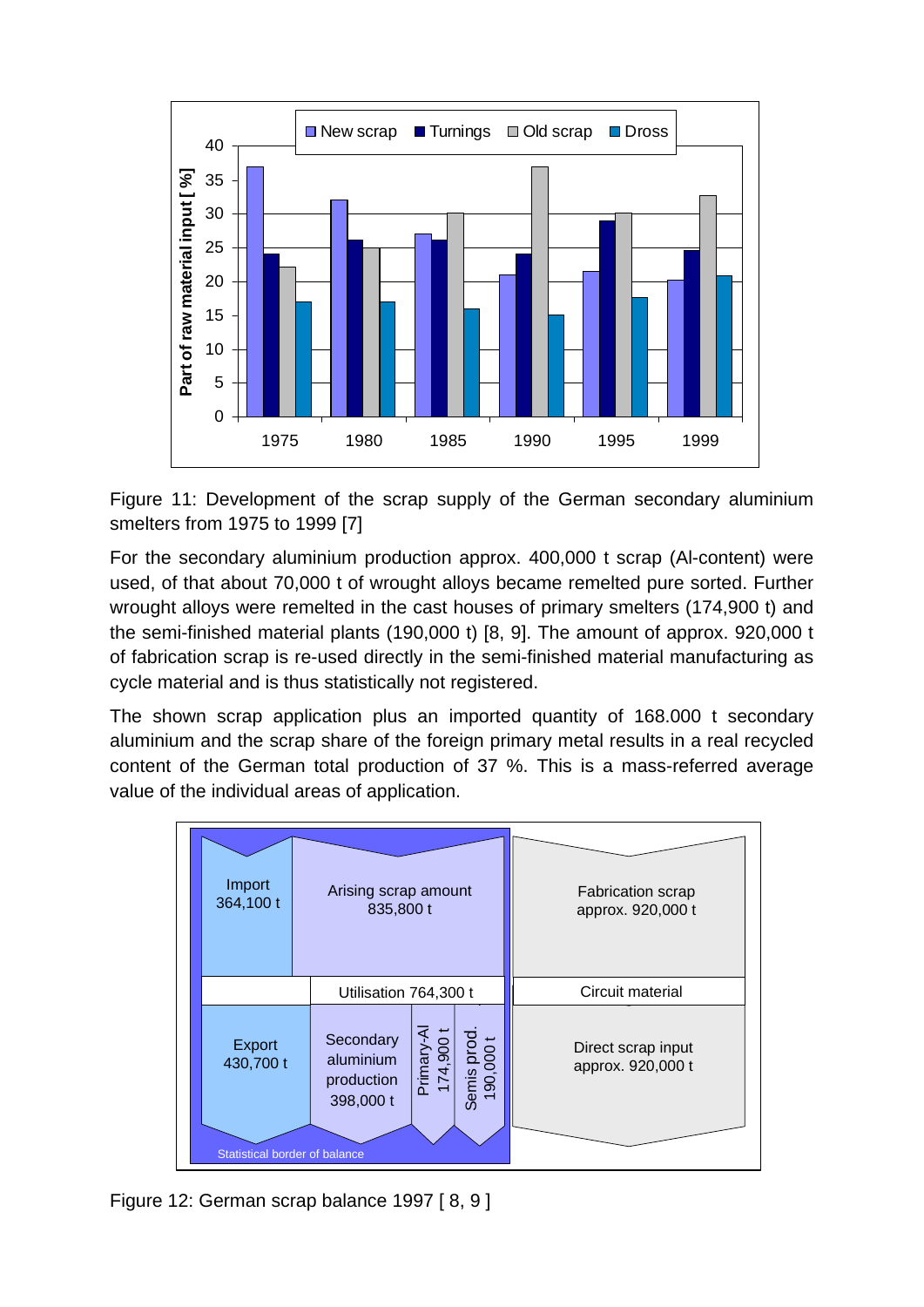Figure 11: Development of the scrap supply of the German secondary aluminium smelters from 1975 to 1999 [7]

For the secondary aluminium production approx. 400,000 t scrap (Al-content) were used, of that about 70,000 t of wrought alloys became remelted pure sorted. Further wrought alloys were remelted in the cast houses of primary smelters (174,900 t) and the semi-finished material plants (190,000 t) [8, 9]. The amount of approx. 920,000 t of fabrication scrap is re-used directly in the semi-finished material manufacturing as cycle material and is thus statistically not registered.

The shown scrap application plus an imported quantity of 168.000 t secondary aluminium and the scrap share of the foreign primary metal results in a real recycled content of the German total production of 37 %. This is a mass-referred average value of the individual areas of application.

Figure 12: German scrap balance 1997 [ 8, 9 ]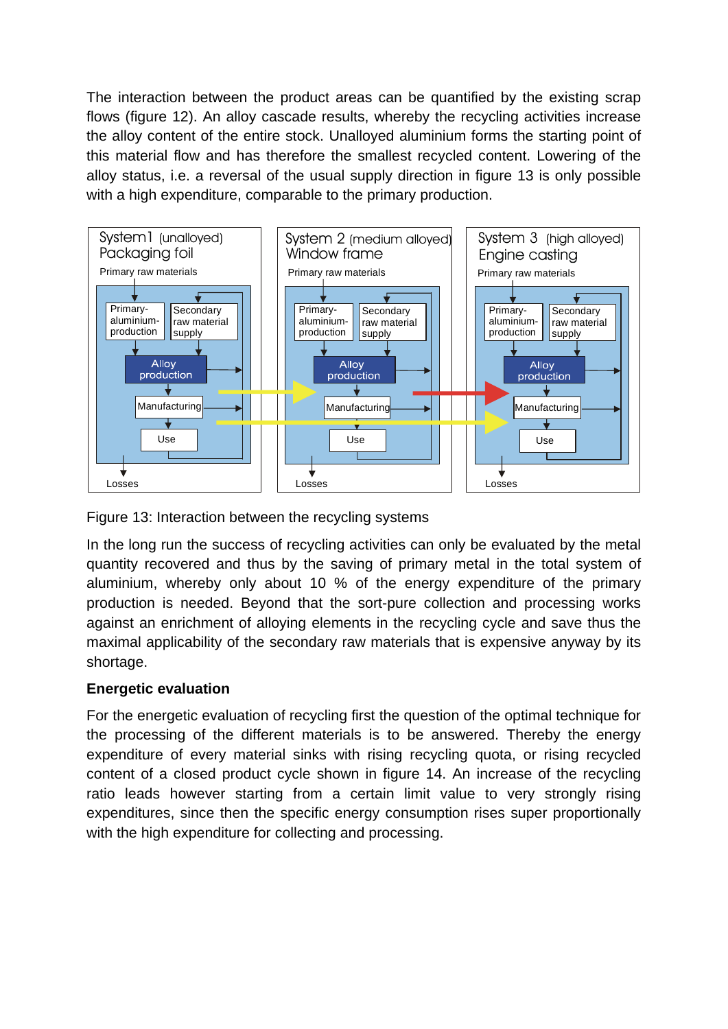The interaction between the product areas can be quantified by the existing scrap flows (figure 12). An alloy cascade results, whereby the recycling activities increase the alloy content of the entire stock. Unalloyed aluminium forms the starting point of this material flow and has therefore the smallest recycled content. Lowering of the alloy status, i.e. a reversal of the usual supply direction in figure 13 is only possible with a high expenditure, comparable to the primary production.

Figure 13: Interaction between the recycling systems

In the long run the success of recycling activities can only be evaluated by the metal quantity recovered and thus by the saving of primary metal in the total system of aluminium, whereby only about 10 % of the energy expenditure of the primary production is needed. Beyond that the sort-pure collection and processing works against an enrichment of alloying elements in the recycling cycle and save thus the maximal applicability of the secondary raw materials that is expensive anyway by its shortage.

**Energetic evaluation**

For the energetic evaluation of recycling first the question of the optimal technique for the processing of the different materials is to be answered. Thereby the energy expenditure of every material sinks with rising recycling quota, or rising recycled content of a closed product cycle shown in figure 14. An increase of the recycling ratio leads however starting from a certain limit value to very strongly rising expenditures, since then the specific energy consumption rises super proportionally with the high expenditure for collecting and processing.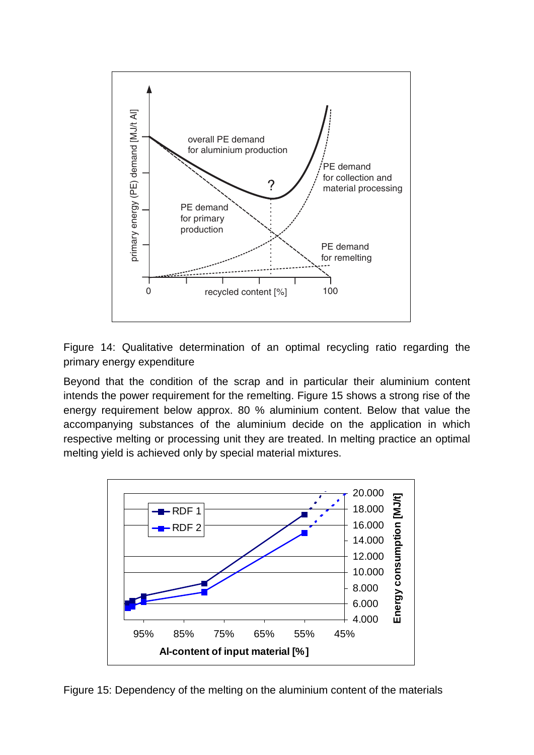Figure 14: Qualitative determination of an optimal recycling ratio regarding the primary energy expenditure

Beyond that the condition of the scrap and in particular their aluminium content intends the power requirement for the remelting. Figure 15 shows a strong rise of the energy requirement below approx. 80 % aluminium content. Below that value the accompanying substances of the aluminium decide on the application in which respective melting or processing unit they are treated. In melting practice an optimal melting yield is achieved only by special material mixtures.

Figure 15: Dependency of the melting on the aluminium content of the materials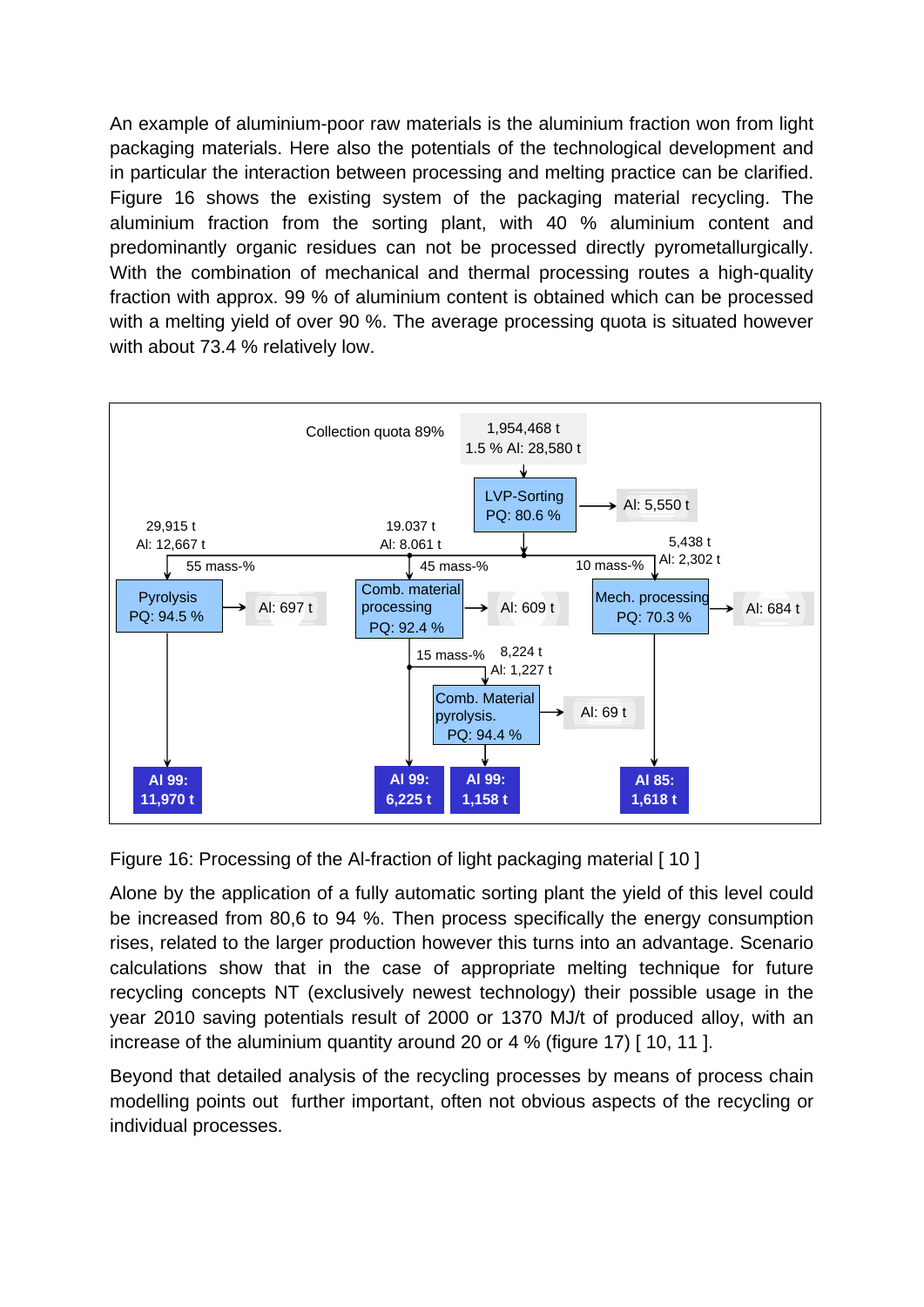An example of aluminium-poor raw materials is the aluminium fraction won from light packaging materials. Here also the potentials of the technological development and in particular the interaction between processing and melting practice can be clarified. Figure 16 shows the existing system of the packaging material recycling. The aluminium fraction from the sorting plant, with 40 % aluminium content and predominantly organic residues can not be processed directly pyrometallurgically. With the combination of mechanical and thermal processing routes a high-quality fraction with approx. 99 % of aluminium content is obtained which can be processed with a melting yield of over 90 %. The average processing quota is situated however with about 73.4 % relatively low.

Figure 16: Processing of the Al-fraction of light packaging material [ 10 ]

Alone by the application of a fully automatic sorting plant the yield of this level could be increased from 80,6 to 94 %. Then process specifically the energy consumption rises, related to the larger production however this turns into an advantage. Scenario calculations show that in the case of appropriate melting technique for future recycling concepts NT (exclusively newest technology) their possible usage in the year 2010 saving potentials result of 2000 or 1370 MJ/t of produced alloy, with an increase of the aluminium quantity around 20 or 4 % (figure 17) [ 10, 11 ].

Beyond that detailed analysis of the recycling processes by means of process chain modelling points out further important, often not obvious aspects of the recycling or individual processes.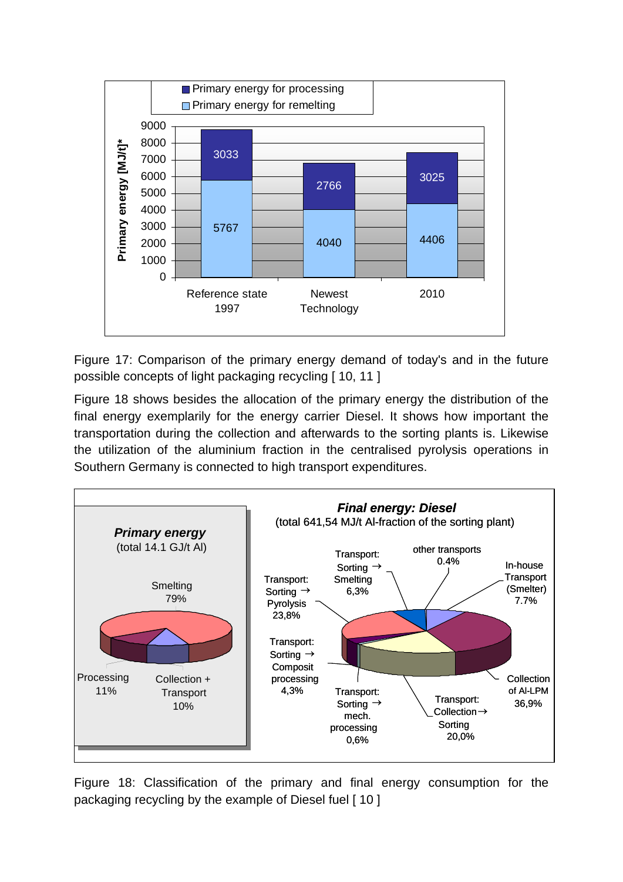Figure 17: Comparison of the primary energy demand of today's and in the future possible concepts of light packaging recycling [ 10, 11 ]

Figure 18 shows besides the allocation of the primary energy the distribution of the final energy exemplarily for the energy carrier Diesel. It shows how important the transportation during the collection and afterwards to the sorting plants is. Likewise the utilization of the aluminium fraction in the centralised pyrolysis operations in Southern Germany is connected to high transport expenditures.

Figure 18: Classification of the primary and final energy consumption for the packaging recycling by the example of Diesel fuel [ 10 ]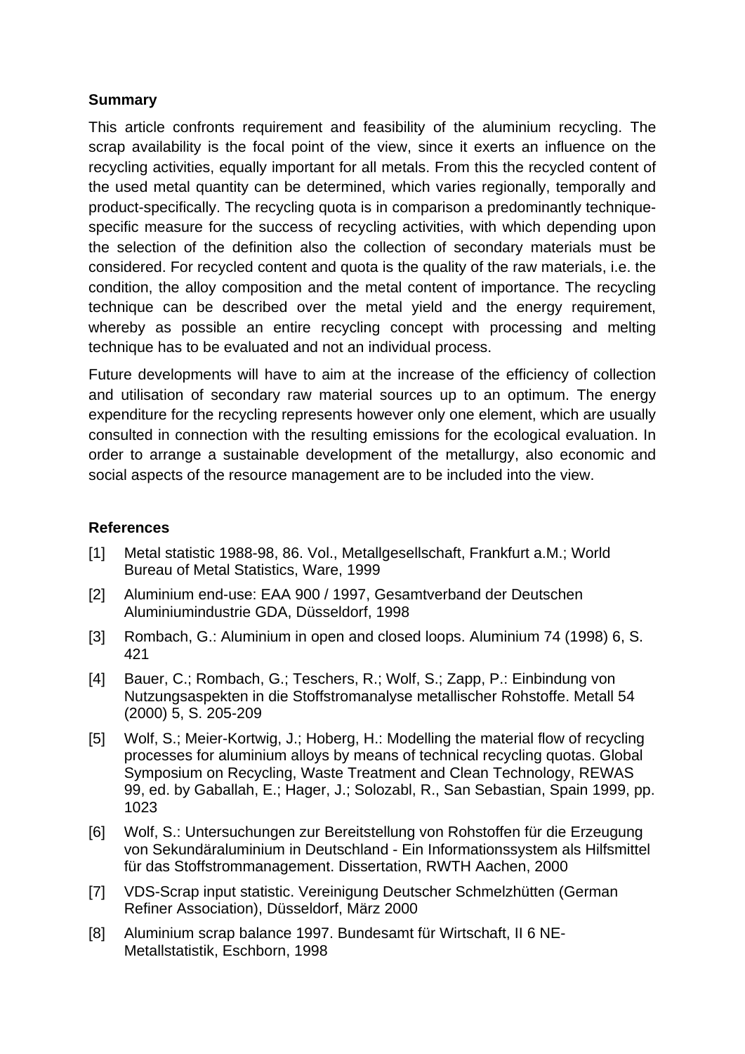## Summary

This article confronts requirement and feasibility of the aluminium recycling. The scrap availability is the focal point of the view, since it exerts an influence on the recycling activities, equally important for all metals. From this the recycled content of the used metal quantity can be determined, which varies regionally, temporally and product-specifically. The recycling quota is in comparison a predominantly technique-specific measure for the success of recycling activities, with which depending upon the selection of the definition also the collection of secondary materials must be considered. For recycled content and quota is the quality of the raw materials, i.e. the condition, the alloy composition and the metal content of importance. The recycling technique can be described over the metal yield and the energy requirement, whereby as possible an entire recycling concept with processing and melting technique has to be evaluated and not an individual process.

Future developments will have to aim at the increase of the efficiency of collection and utilisation of secondary raw material sources up to an optimum. The energy expenditure for the recycling represents however only one element, which are usually consulted in connection with the resulting emissions for the ecological evaluation. In order to arrange a sustainable development of the metallurgy, also economic and social aspects of the resource management are to be included into the view.

## References

[1] Metal statistic 1988-98, 86. Vol., Metallgesellschaft, Frankfurt a.M.; World Bureau of Metal Statistics, Ware, 1999

[2] Aluminium end-use: EAA 900 / 1997, Gesamtverband der Deutschen Aluminiumindustrie GDA, Düsseldorf, 1998

[3] Rombach, G.: Aluminium in open and closed loops. Aluminium 74 (1998) 6, S. 421

[4] Bauer, C.; Rombach, G.; Teschers, R.; Wolf, S.; Zapp, P.: Einbindung von Nutzungsaspekten in die Stoffstromanalyse metallischer Rohstoffe. Metall 54 (2000) 5, S. 205-209

[5] Wolf, S.; Meier-Kortwig, J.; Hoberg, H.: Modelling the material flow of recycling processes for aluminium alloys by means of technical recycling quotas. Global Symposium on Recycling, Waste Treatment and Clean Technology, REWAS 99, ed. by Gaballah, E.; Hager, J.; Solozabl, R., San Sebastian, Spain 1999, pp. 1023

[6] Wolf, S.: Untersuchungen zur Bereitstellung von Rohstoffen für die Erzeugung von Sekundäraluminium in Deutschland - Ein Informationssystem als Hilfsmittel für das Stoffstrommanagement. Dissertation, RWTH Aachen, 2000

[7] VDS-Scrap input statistic. Vereinigung Deutscher Schmelzhütten (German Refiner Association), Düsseldorf, März 2000

[8] Aluminium scrap balance 1997. Bundesamt für Wirtschaft, II 6 NE-Metallstatistik, Eschborn, 1998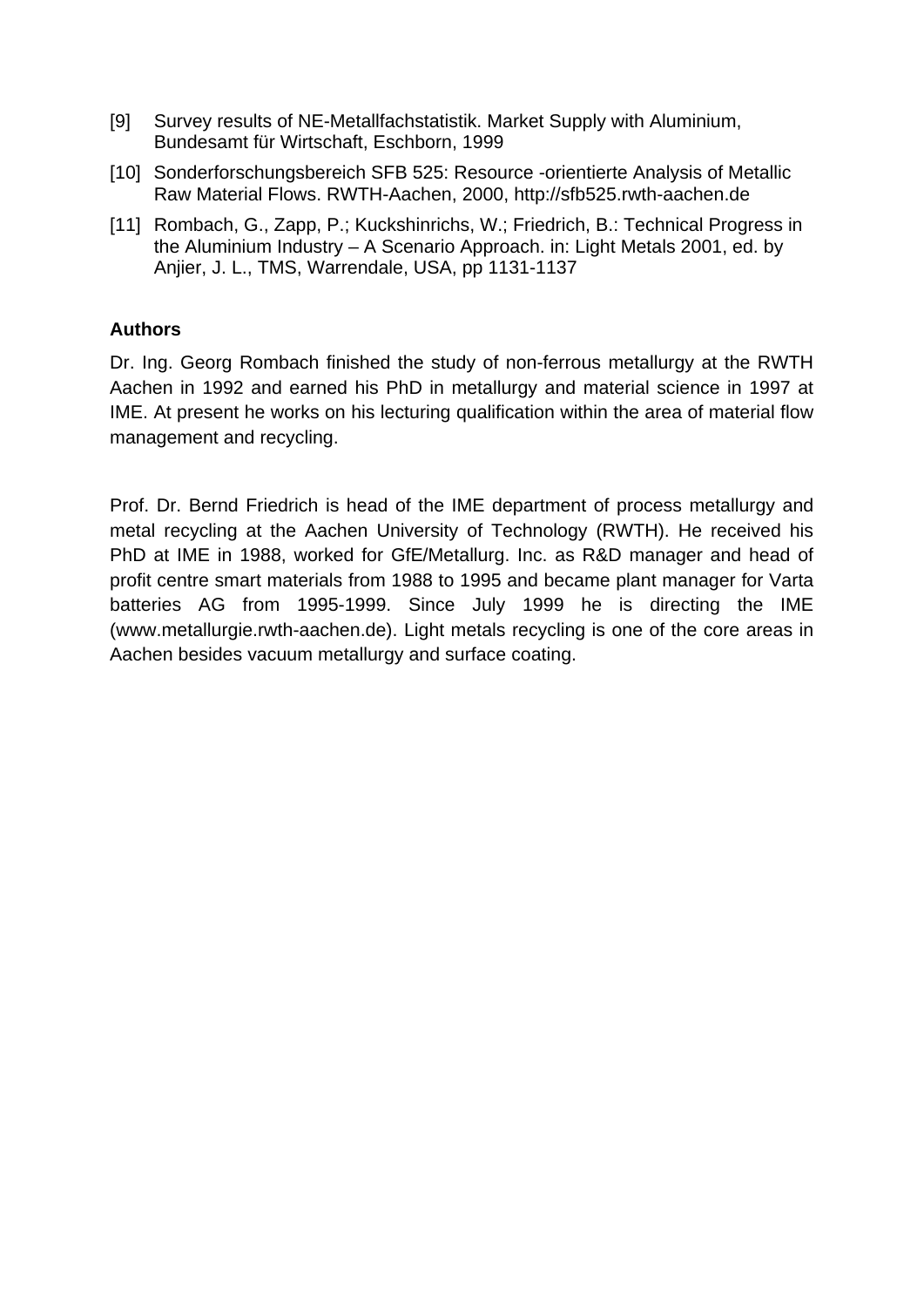[9] Survey results of NE-Metallfachstatistik. Market Supply with Aluminium, Bundesamt für Wirtschaft, Eschborn, 1999

[10] Sonderforschungsbereich SFB 525: Resource -orientierte Analysis of Metallic Raw Material Flows. RWTH-Aachen, 2000, http://sfb525.rwth-aachen.de

[11] Rombach, G., Zapp, P.; Kuckshinrichs, W.; Friedrich, B.: Technical Progress in the Aluminium Industry – A Scenario Approach. in: Light Metals 2001, ed. by Anjier, J. L., TMS, Warrendale, USA, pp 1131-1137

**Authors**

Dr. Ing. Georg Rombach finished the study of non-ferrous metallurgy at the RWTH Aachen in 1992 and earned his PhD in metallurgy and material science in 1997 at IME. At present he works on his lecturing qualification within the area of material flow management and recycling.

Prof. Dr. Bernd Friedrich is head of the IME department of process metallurgy and metal recycling at the Aachen University of Technology (RWTH). He received his PhD at IME in 1988, worked for GfE/Metallurg. Inc. as R&D manager and head of profit centre smart materials from 1988 to 1995 and became plant manager for Varta batteries AG from 1995-1999. Since July 1999 he is directing the IME (www.metallurgie.rwth-aachen.de). Light metals recycling is one of the core areas in Aachen besides vacuum metallurgy and surface coating.